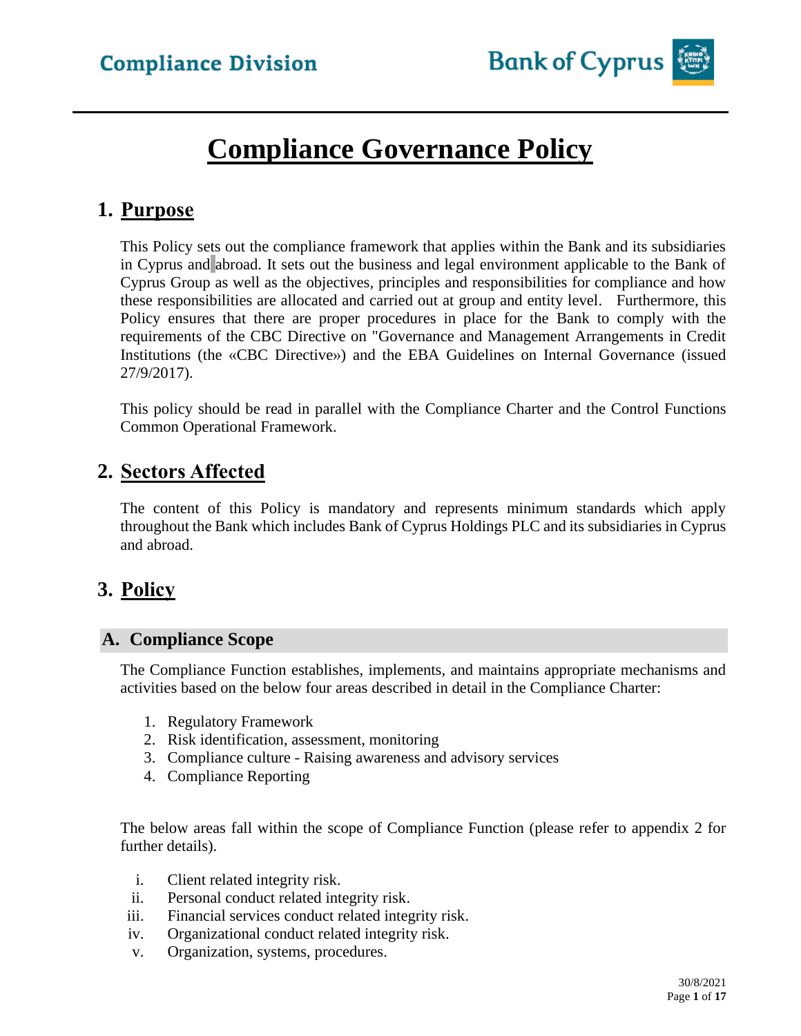Compliance Division

Bank of Cyprus

# Compliance Governance Policy

## 1. Purpose

This Policy sets out the compliance framework that applies within the Bank and its subsidiaries in Cyprus and abroad. It sets out the business and legal environment applicable to the Bank of Cyprus Group as well as the objectives, principles and responsibilities for compliance and how these responsibilities are allocated and carried out at group and entity level. Furthermore, this Policy ensures that there are proper procedures in place for the Bank to comply with the requirements of the CBC Directive on "Governance and Management Arrangements in Credit Institutions (the «CBC Directive») and the EBA Guidelines on Internal Governance (issued 27/9/2017).

This policy should be read in parallel with the Compliance Charter and the Control Functions Common Operational Framework.

## 2. Sectors Affected

The content of this Policy is mandatory and represents minimum standards which apply throughout the Bank which includes Bank of Cyprus Holdings PLC and its subsidiaries in Cyprus and abroad.

## 3. Policy

### A. Compliance Scope

The Compliance Function establishes, implements, and maintains appropriate mechanisms and activities based on the below four areas described in detail in the Compliance Charter:

1. Regulatory Framework
2. Risk identification, assessment, monitoring
3. Compliance culture - Raising awareness and advisory services
4. Compliance Reporting

The below areas fall within the scope of Compliance Function (please refer to appendix 2 for further details).

i. Client related integrity risk.
ii. Personal conduct related integrity risk.
iii. Financial services conduct related integrity risk.
iv. Organizational conduct related integrity risk.
v. Organization, systems, procedures.

30/8/2021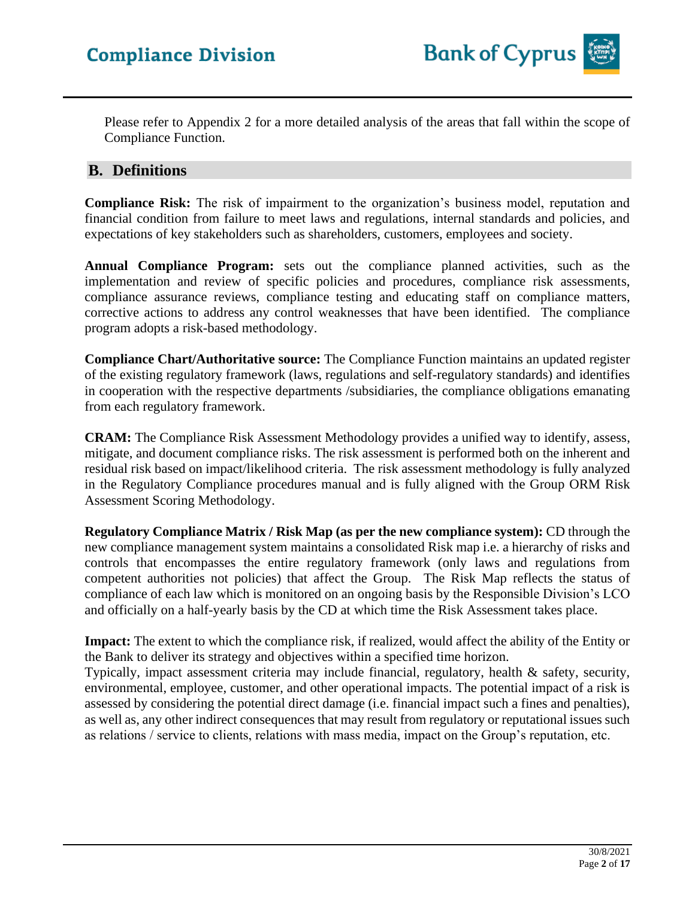Please refer to Appendix 2 for a more detailed analysis of the areas that fall within the scope of Compliance Function.

## B. Definitions

**Compliance Risk:** The risk of impairment to the organization's business model, reputation and financial condition from failure to meet laws and regulations, internal standards and policies, and expectations of key stakeholders such as shareholders, customers, employees and society.

**Annual Compliance Program:** sets out the compliance planned activities, such as the implementation and review of specific policies and procedures, compliance risk assessments, compliance assurance reviews, compliance testing and educating staff on compliance matters, corrective actions to address any control weaknesses that have been identified. The compliance program adopts a risk-based methodology.

**Compliance Chart/Authoritative source:** The Compliance Function maintains an updated register of the existing regulatory framework (laws, regulations and self-regulatory standards) and identifies in cooperation with the respective departments /subsidiaries, the compliance obligations emanating from each regulatory framework.

**CRAM:** The Compliance Risk Assessment Methodology provides a unified way to identify, assess, mitigate, and document compliance risks. The risk assessment is performed both on the inherent and residual risk based on impact/likelihood criteria. The risk assessment methodology is fully analyzed in the Regulatory Compliance procedures manual and is fully aligned with the Group ORM Risk Assessment Scoring Methodology.

**Regulatory Compliance Matrix / Risk Map (as per the new compliance system):** CD through the new compliance management system maintains a consolidated Risk map i.e. a hierarchy of risks and controls that encompasses the entire regulatory framework (only laws and regulations from competent authorities not policies) that affect the Group. The Risk Map reflects the status of compliance of each law which is monitored on an ongoing basis by the Responsible Division's LCO and officially on a half-yearly basis by the CD at which time the Risk Assessment takes place.

**Impact:** The extent to which the compliance risk, if realized, would affect the ability of the Entity or the Bank to deliver its strategy and objectives within a specified time horizon.
Typically, impact assessment criteria may include financial, regulatory, health & safety, security, environmental, employee, customer, and other operational impacts. The potential impact of a risk is assessed by considering the potential direct damage (i.e. financial impact such a fines and penalties), as well as, any other indirect consequences that may result from regulatory or reputational issues such as relations / service to clients, relations with mass media, impact on the Group's reputation, etc.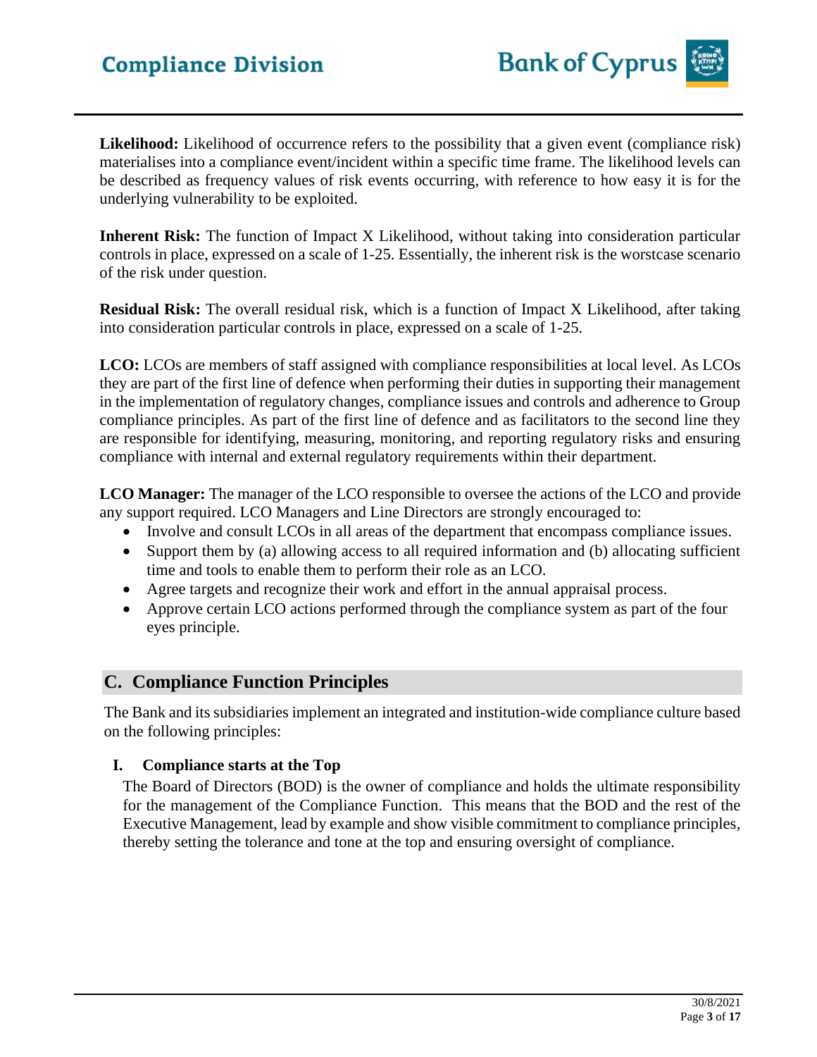**Likelihood:** Likelihood of occurrence refers to the possibility that a given event (compliance risk) materialises into a compliance event/incident within a specific time frame. The likelihood levels can be described as frequency values of risk events occurring, with reference to how easy it is for the underlying vulnerability to be exploited.

**Inherent Risk:** The function of Impact X Likelihood, without taking into consideration particular controls in place, expressed on a scale of 1-25. Essentially, the inherent risk is the worstcase scenario of the risk under question.

**Residual Risk:** The overall residual risk, which is a function of Impact X Likelihood, after taking into consideration particular controls in place, expressed on a scale of 1-25.

**LCO:** LCOs are members of staff assigned with compliance responsibilities at local level. As LCOs they are part of the first line of defence when performing their duties in supporting their management in the implementation of regulatory changes, compliance issues and controls and adherence to Group compliance principles. As part of the first line of defence and as facilitators to the second line they are responsible for identifying, measuring, monitoring, and reporting regulatory risks and ensuring compliance with internal and external regulatory requirements within their department.

**LCO Manager:** The manager of the LCO responsible to oversee the actions of the LCO and provide any support required. LCO Managers and Line Directors are strongly encouraged to:

- Involve and consult LCOs in all areas of the department that encompass compliance issues.
- Support them by (a) allowing access to all required information and (b) allocating sufficient time and tools to enable them to perform their role as an LCO.
- Agree targets and recognize their work and effort in the annual appraisal process.
- Approve certain LCO actions performed through the compliance system as part of the four eyes principle.

## C. Compliance Function Principles

The Bank and its subsidiaries implement an integrated and institution-wide compliance culture based on the following principles:

### I. Compliance starts at the Top

The Board of Directors (BOD) is the owner of compliance and holds the ultimate responsibility for the management of the Compliance Function. This means that the BOD and the rest of the Executive Management, lead by example and show visible commitment to compliance principles, thereby setting the tolerance and tone at the top and ensuring oversight of compliance.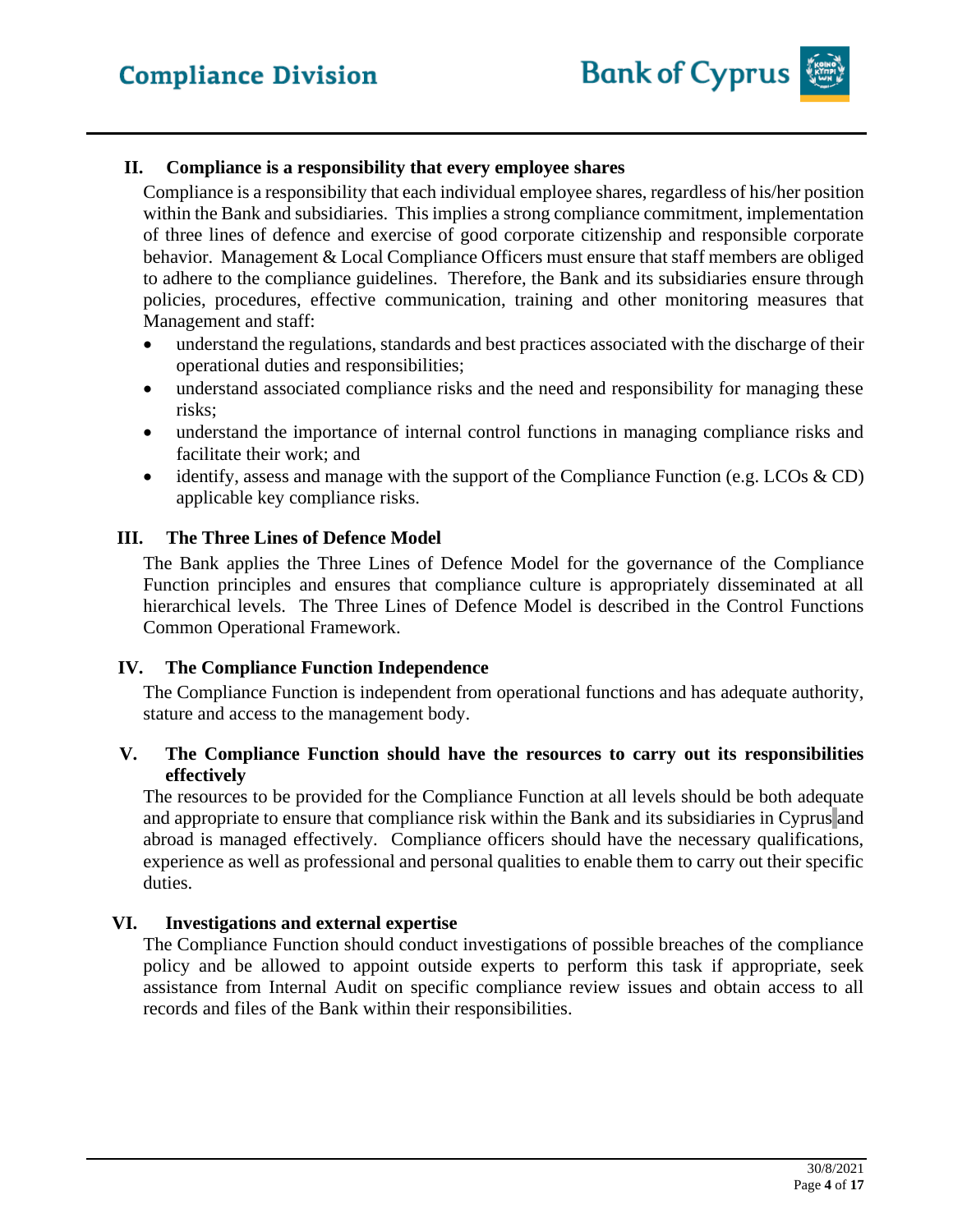## II. Compliance is a responsibility that every employee shares

Compliance is a responsibility that each individual employee shares, regardless of his/her position within the Bank and subsidiaries. This implies a strong compliance commitment, implementation of three lines of defence and exercise of good corporate citizenship and responsible corporate behavior. Management & Local Compliance Officers must ensure that staff members are obliged to adhere to the compliance guidelines. Therefore, the Bank and its subsidiaries ensure through policies, procedures, effective communication, training and other monitoring measures that Management and staff:

- understand the regulations, standards and best practices associated with the discharge of their operational duties and responsibilities;
- understand associated compliance risks and the need and responsibility for managing these risks;
- understand the importance of internal control functions in managing compliance risks and facilitate their work; and
- identify, assess and manage with the support of the Compliance Function (e.g. LCOs & CD) applicable key compliance risks.

## III. The Three Lines of Defence Model

The Bank applies the Three Lines of Defence Model for the governance of the Compliance Function principles and ensures that compliance culture is appropriately disseminated at all hierarchical levels. The Three Lines of Defence Model is described in the Control Functions Common Operational Framework.

## IV. The Compliance Function Independence

The Compliance Function is independent from operational functions and has adequate authority, stature and access to the management body.

## V. The Compliance Function should have the resources to carry out its responsibilities effectively

The resources to be provided for the Compliance Function at all levels should be both adequate and appropriate to ensure that compliance risk within the Bank and its subsidiaries in Cyprus and abroad is managed effectively. Compliance officers should have the necessary qualifications, experience as well as professional and personal qualities to enable them to carry out their specific duties.

## VI. Investigations and external expertise

The Compliance Function should conduct investigations of possible breaches of the compliance policy and be allowed to appoint outside experts to perform this task if appropriate, seek assistance from Internal Audit on specific compliance review issues and obtain access to all records and files of the Bank within their responsibilities.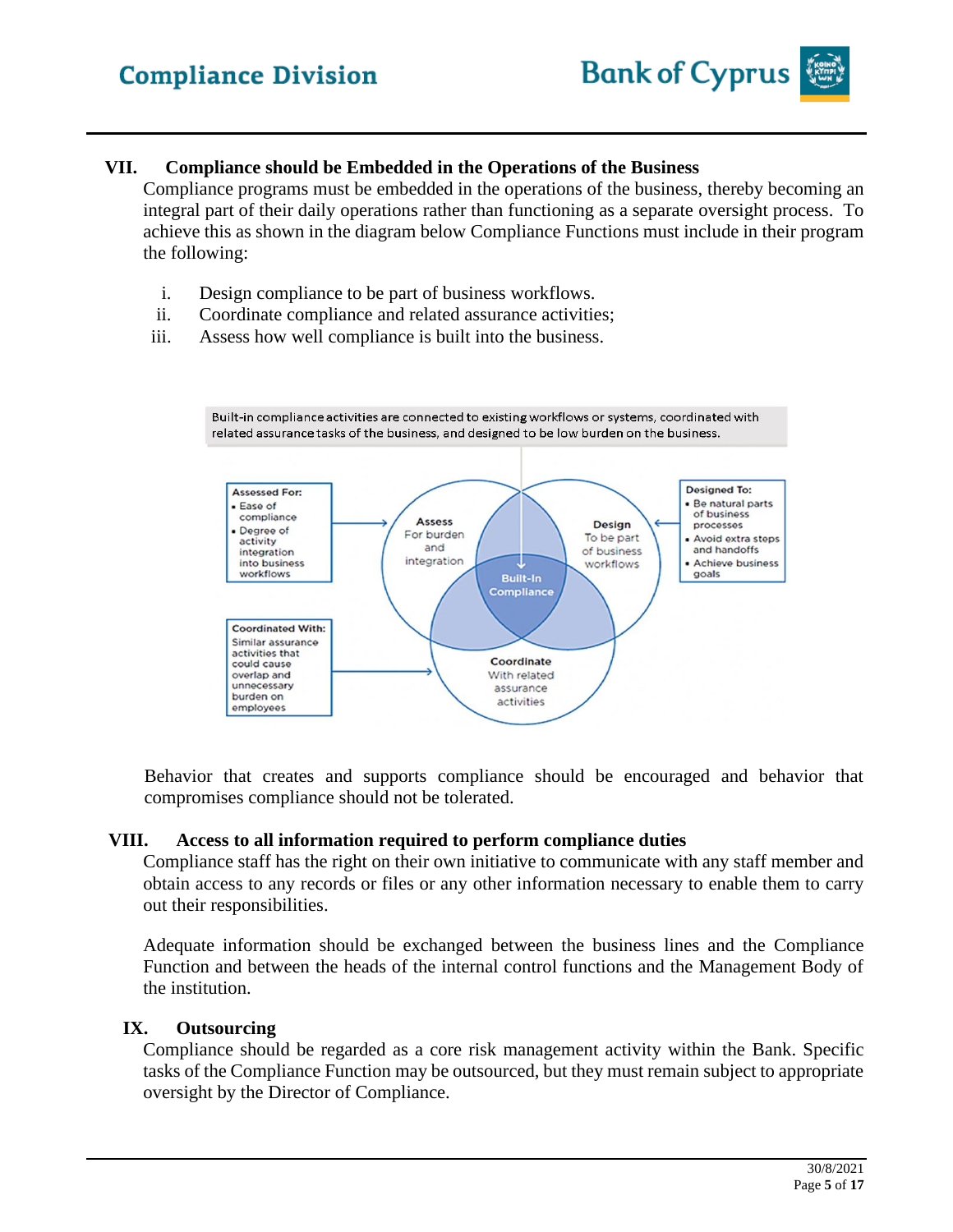## VII. Compliance should be Embedded in the Operations of the Business

Compliance programs must be embedded in the operations of the business, thereby becoming an integral part of their daily operations rather than functioning as a separate oversight process. To achieve this as shown in the diagram below Compliance Functions must include in their program the following:

i. Design compliance to be part of business workflows.
ii. Coordinate compliance and related assurance activities;
iii. Assess how well compliance is built into the business.

Built-in compliance activities are connected to existing workflows or systems, coordinated with related assurance tasks of the business, and designed to be low burden on the business.

**Assessed For:**
- Ease of compliance
- Degree of activity integration into business workflows

**Assess** For burden and integration

**Design** To be part of business workflows

**Designed To:**
- Be natural parts of business processes
- Avoid extra steps and handoffs
- Achieve business goals

**Built-In Compliance**

**Coordinated With:** Similar assurance activities that could cause overlap and unnecessary burden on employees

**Coordinate** With related assurance activities

Behavior that creates and supports compliance should be encouraged and behavior that compromises compliance should not be tolerated.

## VIII. Access to all information required to perform compliance duties

Compliance staff has the right on their own initiative to communicate with any staff member and obtain access to any records or files or any other information necessary to enable them to carry out their responsibilities.

Adequate information should be exchanged between the business lines and the Compliance Function and between the heads of the internal control functions and the Management Body of the institution.

## IX. Outsourcing

Compliance should be regarded as a core risk management activity within the Bank. Specific tasks of the Compliance Function may be outsourced, but they must remain subject to appropriate oversight by the Director of Compliance.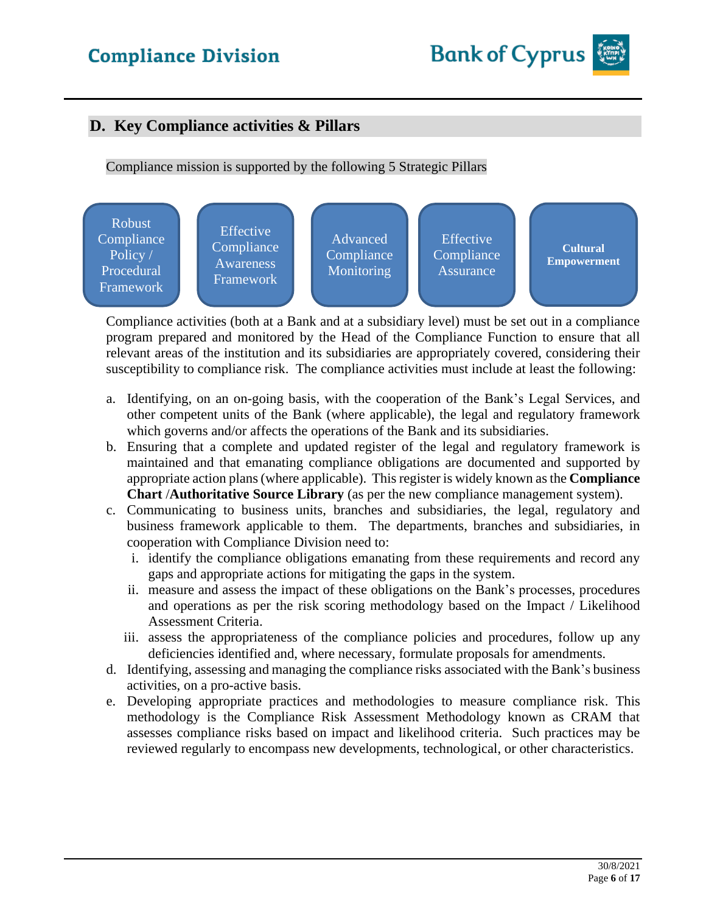## D. Key Compliance activities & Pillars

Compliance mission is supported by the following 5 Strategic Pillars

- Robust Compliance Policy / Procedural Framework
- Effective Compliance Awareness Framework
- Advanced Compliance Monitoring
- Effective Compliance Assurance
- **Cultural Empowerment**

Compliance activities (both at a Bank and at a subsidiary level) must be set out in a compliance program prepared and monitored by the Head of the Compliance Function to ensure that all relevant areas of the institution and its subsidiaries are appropriately covered, considering their susceptibility to compliance risk. The compliance activities must include at least the following:

a. Identifying, on an on-going basis, with the cooperation of the Bank's Legal Services, and other competent units of the Bank (where applicable), the legal and regulatory framework which governs and/or affects the operations of the Bank and its subsidiaries.
b. Ensuring that a complete and updated register of the legal and regulatory framework is maintained and that emanating compliance obligations are documented and supported by appropriate action plans (where applicable). This register is widely known as the **Compliance Chart** /**Authoritative Source Library** (as per the new compliance management system).
c. Communicating to business units, branches and subsidiaries, the legal, regulatory and business framework applicable to them. The departments, branches and subsidiaries, in cooperation with Compliance Division need to:
   i. identify the compliance obligations emanating from these requirements and record any gaps and appropriate actions for mitigating the gaps in the system.
   ii. measure and assess the impact of these obligations on the Bank's processes, procedures and operations as per the risk scoring methodology based on the Impact / Likelihood Assessment Criteria.
   iii. assess the appropriateness of the compliance policies and procedures, follow up any deficiencies identified and, where necessary, formulate proposals for amendments.
d. Identifying, assessing and managing the compliance risks associated with the Bank's business activities, on a pro-active basis.
e. Developing appropriate practices and methodologies to measure compliance risk. This methodology is the Compliance Risk Assessment Methodology known as CRAM that assesses compliance risks based on impact and likelihood criteria. Such practices may be reviewed regularly to encompass new developments, technological, or other characteristics.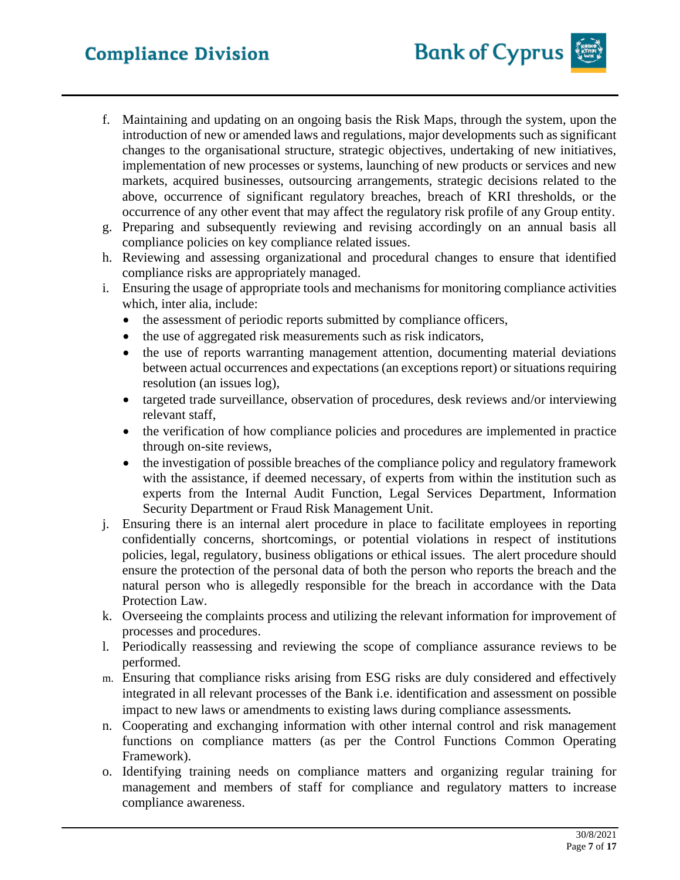f. Maintaining and updating on an ongoing basis the Risk Maps, through the system, upon the introduction of new or amended laws and regulations, major developments such as significant changes to the organisational structure, strategic objectives, undertaking of new initiatives, implementation of new processes or systems, launching of new products or services and new markets, acquired businesses, outsourcing arrangements, strategic decisions related to the above, occurrence of significant regulatory breaches, breach of KRI thresholds, or the occurrence of any other event that may affect the regulatory risk profile of any Group entity.

g. Preparing and subsequently reviewing and revising accordingly on an annual basis all compliance policies on key compliance related issues.

h. Reviewing and assessing organizational and procedural changes to ensure that identified compliance risks are appropriately managed.

i. Ensuring the usage of appropriate tools and mechanisms for monitoring compliance activities which, inter alia, include:
   - the assessment of periodic reports submitted by compliance officers,
   - the use of aggregated risk measurements such as risk indicators,
   - the use of reports warranting management attention, documenting material deviations between actual occurrences and expectations (an exceptions report) or situations requiring resolution (an issues log),
   - targeted trade surveillance, observation of procedures, desk reviews and/or interviewing relevant staff,
   - the verification of how compliance policies and procedures are implemented in practice through on-site reviews,
   - the investigation of possible breaches of the compliance policy and regulatory framework with the assistance, if deemed necessary, of experts from within the institution such as experts from the Internal Audit Function, Legal Services Department, Information Security Department or Fraud Risk Management Unit.

j. Ensuring there is an internal alert procedure in place to facilitate employees in reporting confidentially concerns, shortcomings, or potential violations in respect of institutions policies, legal, regulatory, business obligations or ethical issues. The alert procedure should ensure the protection of the personal data of both the person who reports the breach and the natural person who is allegedly responsible for the breach in accordance with the Data Protection Law.

k. Overseeing the complaints process and utilizing the relevant information for improvement of processes and procedures.

l. Periodically reassessing and reviewing the scope of compliance assurance reviews to be performed.

m. Ensuring that compliance risks arising from ESG risks are duly considered and effectively integrated in all relevant processes of the Bank i.e. identification and assessment on possible impact to new laws or amendments to existing laws during compliance assessments.

n. Cooperating and exchanging information with other internal control and risk management functions on compliance matters (as per the Control Functions Common Operating Framework).

o. Identifying training needs on compliance matters and organizing regular training for management and members of staff for compliance and regulatory matters to increase compliance awareness.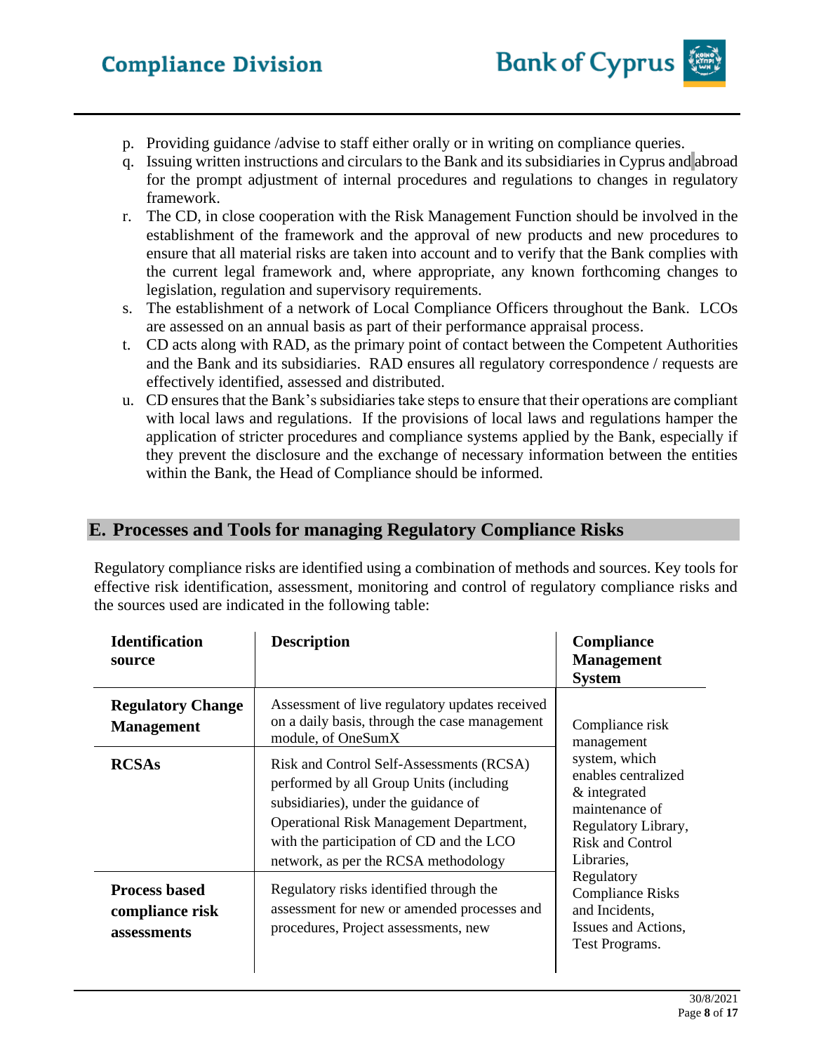p. Providing guidance /advise to staff either orally or in writing on compliance queries.
q. Issuing written instructions and circulars to the Bank and its subsidiaries in Cyprus and abroad for the prompt adjustment of internal procedures and regulations to changes in regulatory framework.
r. The CD, in close cooperation with the Risk Management Function should be involved in the establishment of the framework and the approval of new products and new procedures to ensure that all material risks are taken into account and to verify that the Bank complies with the current legal framework and, where appropriate, any known forthcoming changes to legislation, regulation and supervisory requirements.
s. The establishment of a network of Local Compliance Officers throughout the Bank. LCOs are assessed on an annual basis as part of their performance appraisal process.
t. CD acts along with RAD, as the primary point of contact between the Competent Authorities and the Bank and its subsidiaries. RAD ensures all regulatory correspondence / requests are effectively identified, assessed and distributed.
u. CD ensures that the Bank's subsidiaries take steps to ensure that their operations are compliant with local laws and regulations. If the provisions of local laws and regulations hamper the application of stricter procedures and compliance systems applied by the Bank, especially if they prevent the disclosure and the exchange of necessary information between the entities within the Bank, the Head of Compliance should be informed.

## E. Processes and Tools for managing Regulatory Compliance Risks

Regulatory compliance risks are identified using a combination of methods and sources. Key tools for effective risk identification, assessment, monitoring and control of regulatory compliance risks and the sources used are indicated in the following table:

| Identification source | Description | Compliance Management System |
|---|---|---|
| **Regulatory Change Management** | Assessment of live regulatory updates received on a daily basis, through the case management module, of OneSumX | Compliance risk management system, which enables centralized & integrated maintenance of Regulatory Library, Risk and Control Libraries, Regulatory Compliance Risks and Incidents, Issues and Actions, Test Programs. |
| **RCSAs** | Risk and Control Self-Assessments (RCSA) performed by all Group Units (including subsidiaries), under the guidance of Operational Risk Management Department, with the participation of CD and the LCO network, as per the RCSA methodology | |
| **Process based compliance risk assessments** | Regulatory risks identified through the assessment for new or amended processes and procedures, Project assessments, new | |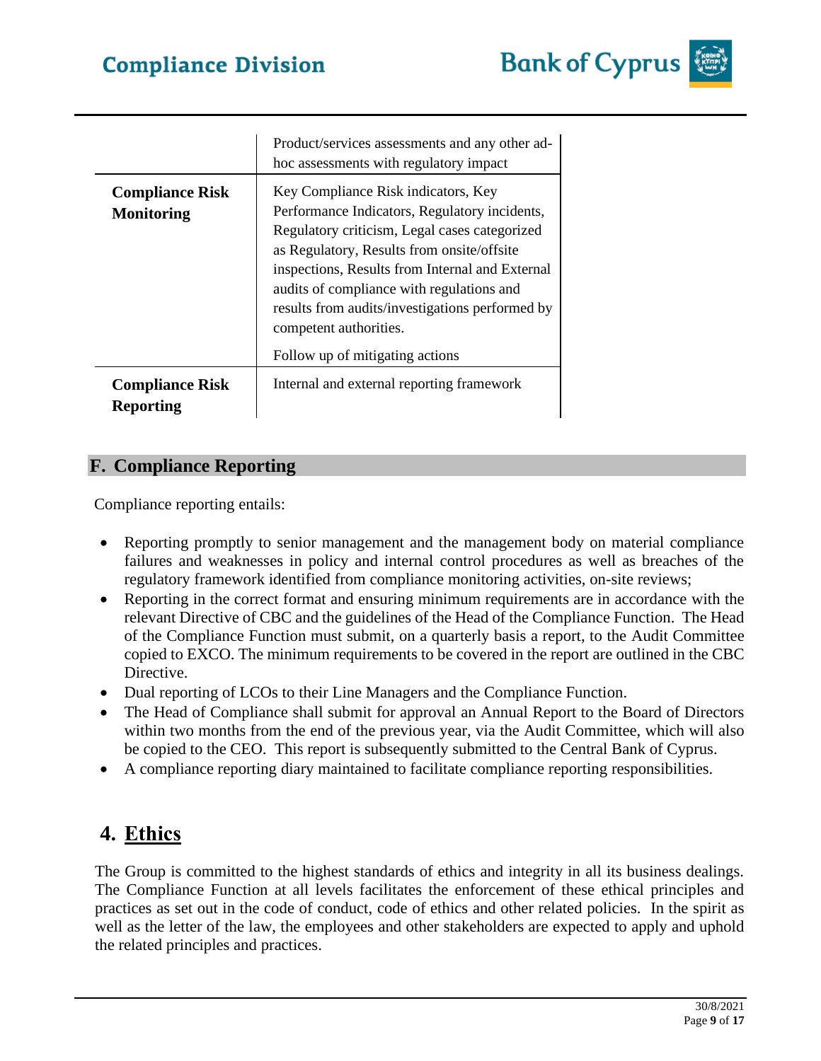| | |
|---|---|
| | Product/services assessments and any other ad-hoc assessments with regulatory impact |
| **Compliance Risk Monitoring** | Key Compliance Risk indicators, Key Performance Indicators, Regulatory incidents, Regulatory criticism, Legal cases categorized as Regulatory, Results from onsite/offsite inspections, Results from Internal and External audits of compliance with regulations and results from audits/investigations performed by competent authorities.<br><br>Follow up of mitigating actions |
| **Compliance Risk Reporting** | Internal and external reporting framework |

### F. Compliance Reporting

Compliance reporting entails:

- Reporting promptly to senior management and the management body on material compliance failures and weaknesses in policy and internal control procedures as well as breaches of the regulatory framework identified from compliance monitoring activities, on-site reviews;
- Reporting in the correct format and ensuring minimum requirements are in accordance with the relevant Directive of CBC and the guidelines of the Head of the Compliance Function. The Head of the Compliance Function must submit, on a quarterly basis a report, to the Audit Committee copied to EXCO. The minimum requirements to be covered in the report are outlined in the CBC Directive.
- Dual reporting of LCOs to their Line Managers and the Compliance Function.
- The Head of Compliance shall submit for approval an Annual Report to the Board of Directors within two months from the end of the previous year, via the Audit Committee, which will also be copied to the CEO. This report is subsequently submitted to the Central Bank of Cyprus.
- A compliance reporting diary maintained to facilitate compliance reporting responsibilities.

## 4. Ethics

The Group is committed to the highest standards of ethics and integrity in all its business dealings. The Compliance Function at all levels facilitates the enforcement of these ethical principles and practices as set out in the code of conduct, code of ethics and other related policies. In the spirit as well as the letter of the law, the employees and other stakeholders are expected to apply and uphold the related principles and practices.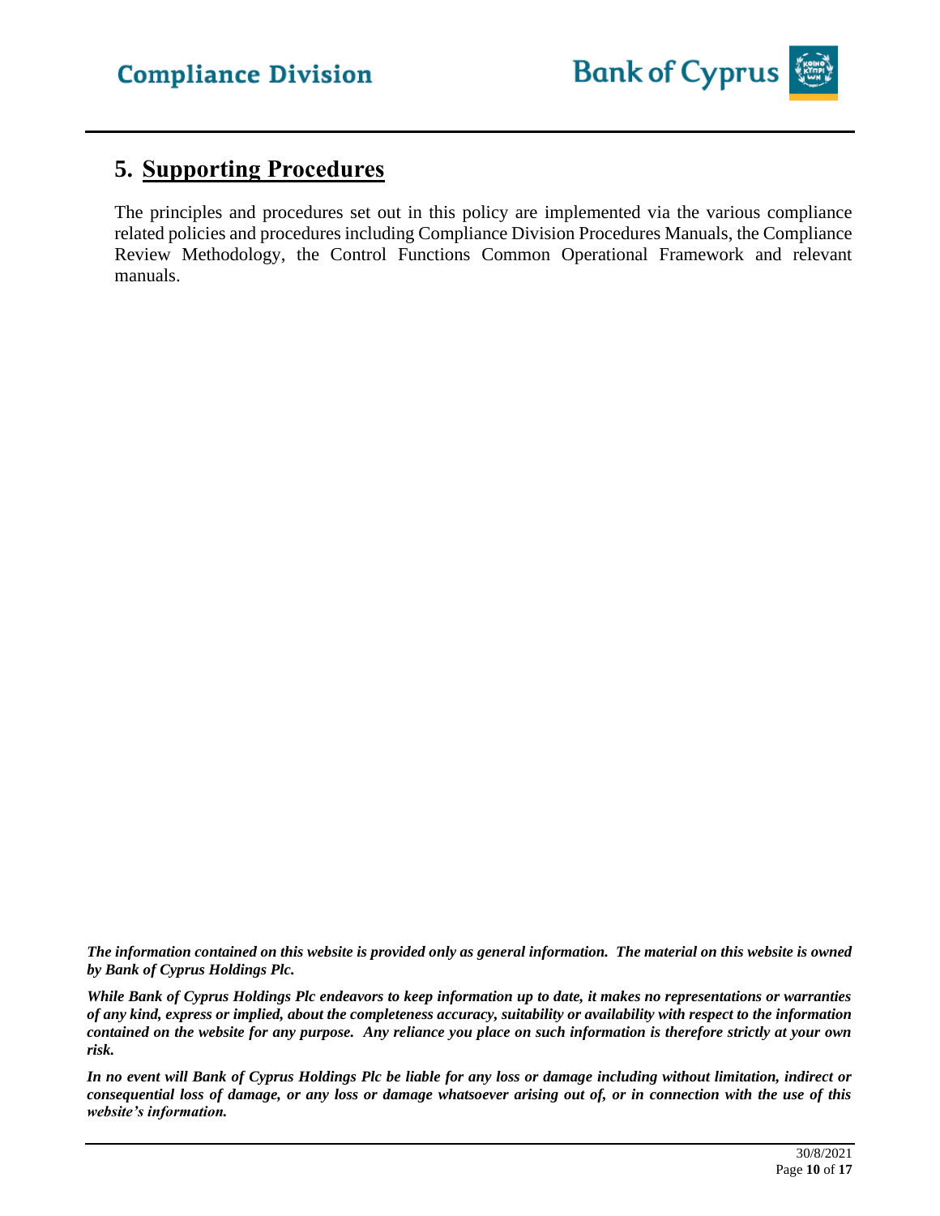## 5. Supporting Procedures

The principles and procedures set out in this policy are implemented via the various compliance related policies and procedures including Compliance Division Procedures Manuals, the Compliance Review Methodology, the Control Functions Common Operational Framework and relevant manuals.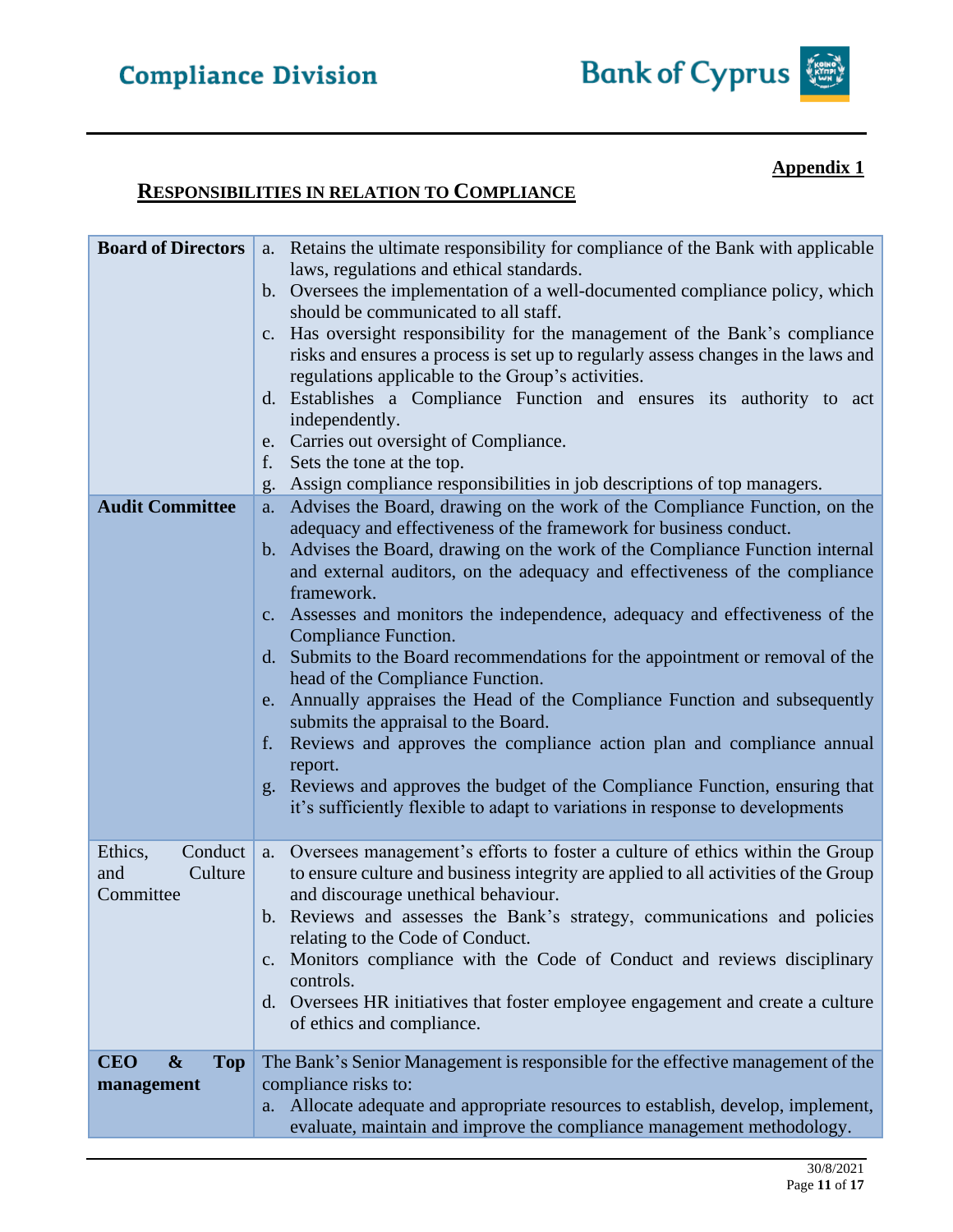**Appendix 1**

## RESPONSIBILITIES IN RELATION TO COMPLIANCE

| | |
|---|---|
| **Board of Directors** | a. Retains the ultimate responsibility for compliance of the Bank with applicable laws, regulations and ethical standards.<br>b. Oversees the implementation of a well-documented compliance policy, which should be communicated to all staff.<br>c. Has oversight responsibility for the management of the Bank's compliance risks and ensures a process is set up to regularly assess changes in the laws and regulations applicable to the Group's activities.<br>d. Establishes a Compliance Function and ensures its authority to act independently.<br>e. Carries out oversight of Compliance.<br>f. Sets the tone at the top.<br>g. Assign compliance responsibilities in job descriptions of top managers. |
| **Audit Committee** | a. Advises the Board, drawing on the work of the Compliance Function, on the adequacy and effectiveness of the framework for business conduct.<br>b. Advises the Board, drawing on the work of the Compliance Function internal and external auditors, on the adequacy and effectiveness of the compliance framework.<br>c. Assesses and monitors the independence, adequacy and effectiveness of the Compliance Function.<br>d. Submits to the Board recommendations for the appointment or removal of the head of the Compliance Function.<br>e. Annually appraises the Head of the Compliance Function and subsequently submits the appraisal to the Board.<br>f. Reviews and approves the compliance action plan and compliance annual report.<br>g. Reviews and approves the budget of the Compliance Function, ensuring that it's sufficiently flexible to adapt to variations in response to developments |
| Ethics, Conduct and Culture Committee | a. Oversees management's efforts to foster a culture of ethics within the Group to ensure culture and business integrity are applied to all activities of the Group and discourage unethical behaviour.<br>b. Reviews and assesses the Bank's strategy, communications and policies relating to the Code of Conduct.<br>c. Monitors compliance with the Code of Conduct and reviews disciplinary controls.<br>d. Oversees HR initiatives that foster employee engagement and create a culture of ethics and compliance. |
| **CEO & Top management** | The Bank's Senior Management is responsible for the effective management of the compliance risks to:<br>a. Allocate adequate and appropriate resources to establish, develop, implement, evaluate, maintain and improve the compliance management methodology. |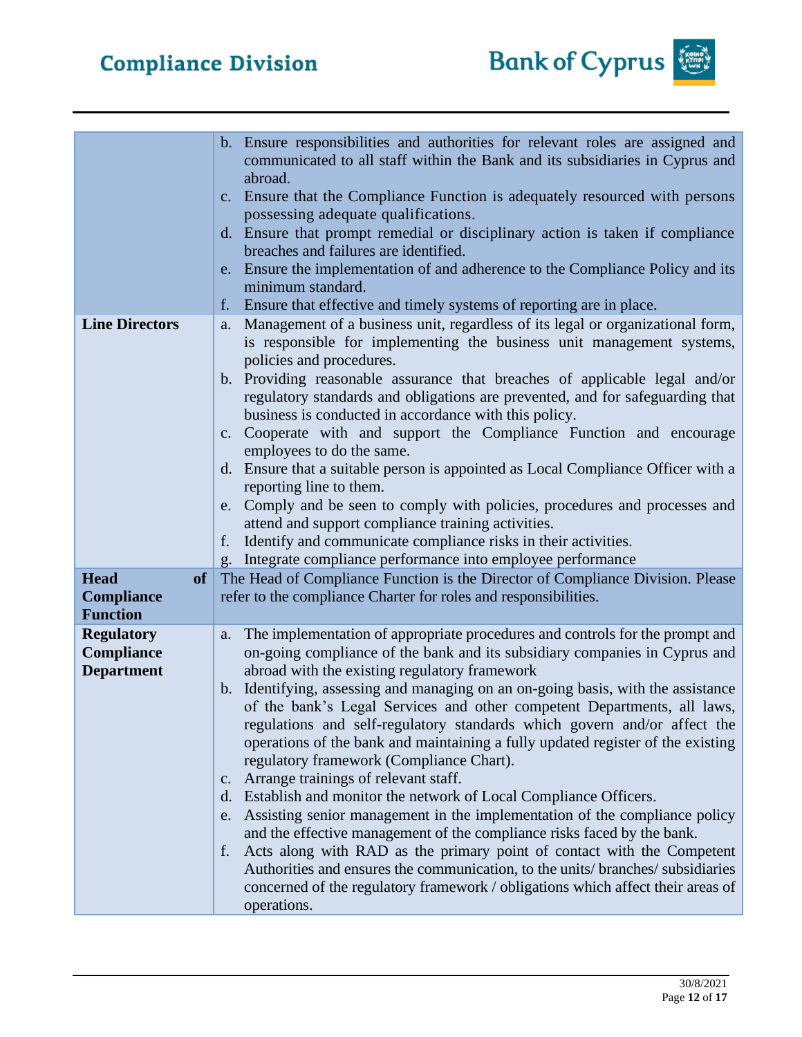| | |
|---|---|
| | b. Ensure responsibilities and authorities for relevant roles are assigned and communicated to all staff within the Bank and its subsidiaries in Cyprus and abroad.<br>c. Ensure that the Compliance Function is adequately resourced with persons possessing adequate qualifications.<br>d. Ensure that prompt remedial or disciplinary action is taken if compliance breaches and failures are identified.<br>e. Ensure the implementation of and adherence to the Compliance Policy and its minimum standard.<br>f. Ensure that effective and timely systems of reporting are in place. |
| **Line Directors** | a. Management of a business unit, regardless of its legal or organizational form, is responsible for implementing the business unit management systems, policies and procedures.<br>b. Providing reasonable assurance that breaches of applicable legal and/or regulatory standards and obligations are prevented, and for safeguarding that business is conducted in accordance with this policy.<br>c. Cooperate with and support the Compliance Function and encourage employees to do the same.<br>d. Ensure that a suitable person is appointed as Local Compliance Officer with a reporting line to them.<br>e. Comply and be seen to comply with policies, procedures and processes and attend and support compliance training activities.<br>f. Identify and communicate compliance risks in their activities.<br>g. Integrate compliance performance into employee performance |
| **Head of Compliance Function** | The Head of Compliance Function is the Director of Compliance Division. Please refer to the compliance Charter for roles and responsibilities. |
| **Regulatory Compliance Department** | a. The implementation of appropriate procedures and controls for the prompt and on-going compliance of the bank and its subsidiary companies in Cyprus and abroad with the existing regulatory framework<br>b. Identifying, assessing and managing on an on-going basis, with the assistance of the bank's Legal Services and other competent Departments, all laws, regulations and self-regulatory standards which govern and/or affect the operations of the bank and maintaining a fully updated register of the existing regulatory framework (Compliance Chart).<br>c. Arrange trainings of relevant staff.<br>d. Establish and monitor the network of Local Compliance Officers.<br>e. Assisting senior management in the implementation of the compliance policy and the effective management of the compliance risks faced by the bank.<br>f. Acts along with RAD as the primary point of contact with the Competent Authorities and ensures the communication, to the units/ branches/ subsidiaries concerned of the regulatory framework / obligations which affect their areas of operations. |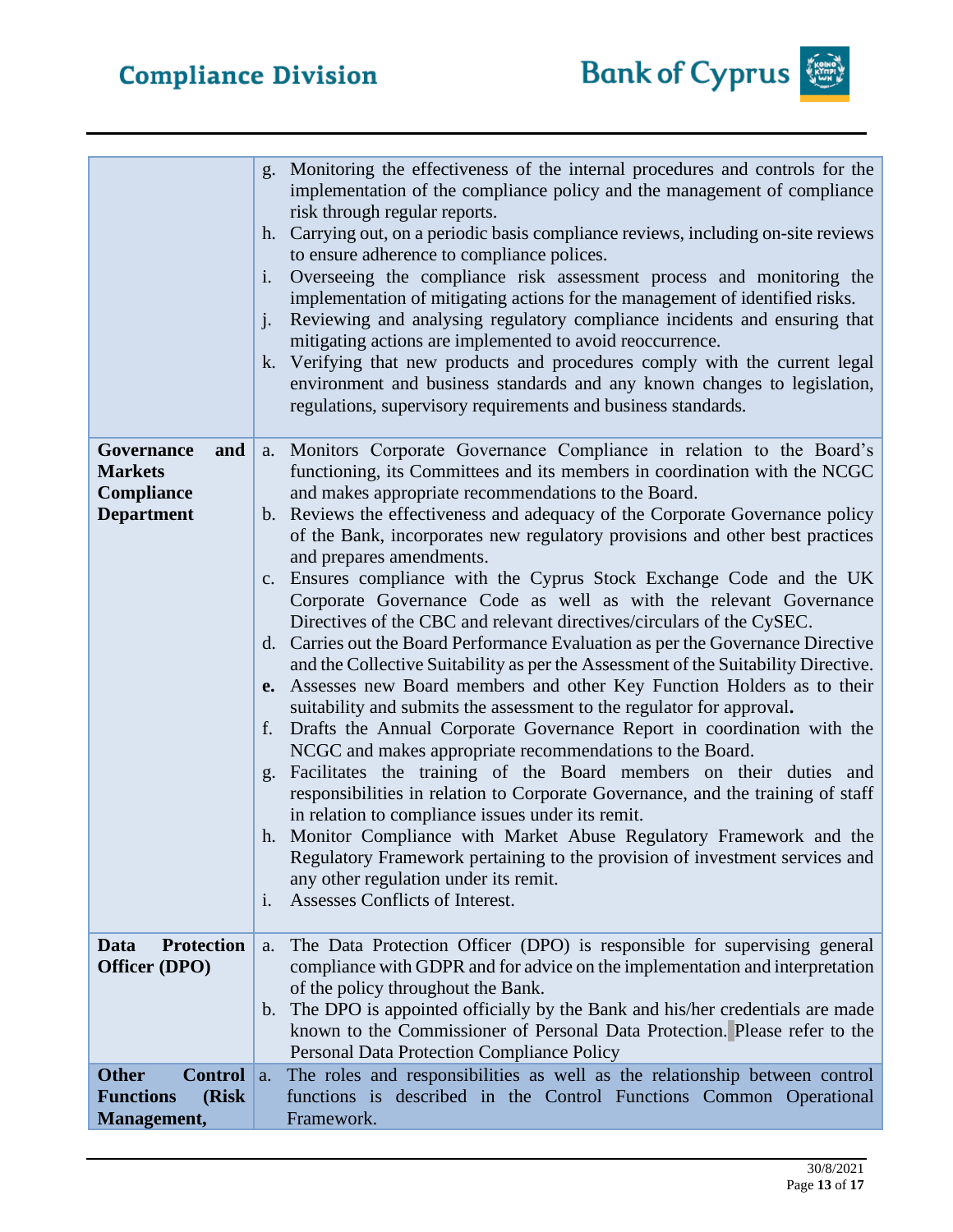| | |
|---|---|
| | g. Monitoring the effectiveness of the internal procedures and controls for the implementation of the compliance policy and the management of compliance risk through regular reports.<br>h. Carrying out, on a periodic basis compliance reviews, including on-site reviews to ensure adherence to compliance polices.<br>i. Overseeing the compliance risk assessment process and monitoring the implementation of mitigating actions for the management of identified risks.<br>j. Reviewing and analysing regulatory compliance incidents and ensuring that mitigating actions are implemented to avoid reoccurrence.<br>k. Verifying that new products and procedures comply with the current legal environment and business standards and any known changes to legislation, regulations, supervisory requirements and business standards. |
| **Governance and Markets Compliance Department** | a. Monitors Corporate Governance Compliance in relation to the Board's functioning, its Committees and its members in coordination with the NCGC and makes appropriate recommendations to the Board.<br>b. Reviews the effectiveness and adequacy of the Corporate Governance policy of the Bank, incorporates new regulatory provisions and other best practices and prepares amendments.<br>c. Ensures compliance with the Cyprus Stock Exchange Code and the UK Corporate Governance Code as well as with the relevant Governance Directives of the CBC and relevant directives/circulars of the CySEC.<br>d. Carries out the Board Performance Evaluation as per the Governance Directive and the Collective Suitability as per the Assessment of the Suitability Directive.<br>**e.** Assesses new Board members and other Key Function Holders as to their suitability and submits the assessment to the regulator for approval**.**<br>f. Drafts the Annual Corporate Governance Report in coordination with the NCGC and makes appropriate recommendations to the Board.<br>g. Facilitates the training of the Board members on their duties and responsibilities in relation to Corporate Governance, and the training of staff in relation to compliance issues under its remit.<br>h. Monitor Compliance with Market Abuse Regulatory Framework and the Regulatory Framework pertaining to the provision of investment services and any other regulation under its remit.<br>i. Assesses Conflicts of Interest. |
| **Data Protection Officer (DPO)** | a. The Data Protection Officer (DPO) is responsible for supervising general compliance with GDPR and for advice on the implementation and interpretation of the policy throughout the Bank.<br>b. The DPO is appointed officially by the Bank and his/her credentials are made known to the Commissioner of Personal Data Protection. Please refer to the Personal Data Protection Compliance Policy |
| **Other Control Functions (Risk Management,** | a. The roles and responsibilities as well as the relationship between control functions is described in the Control Functions Common Operational Framework. |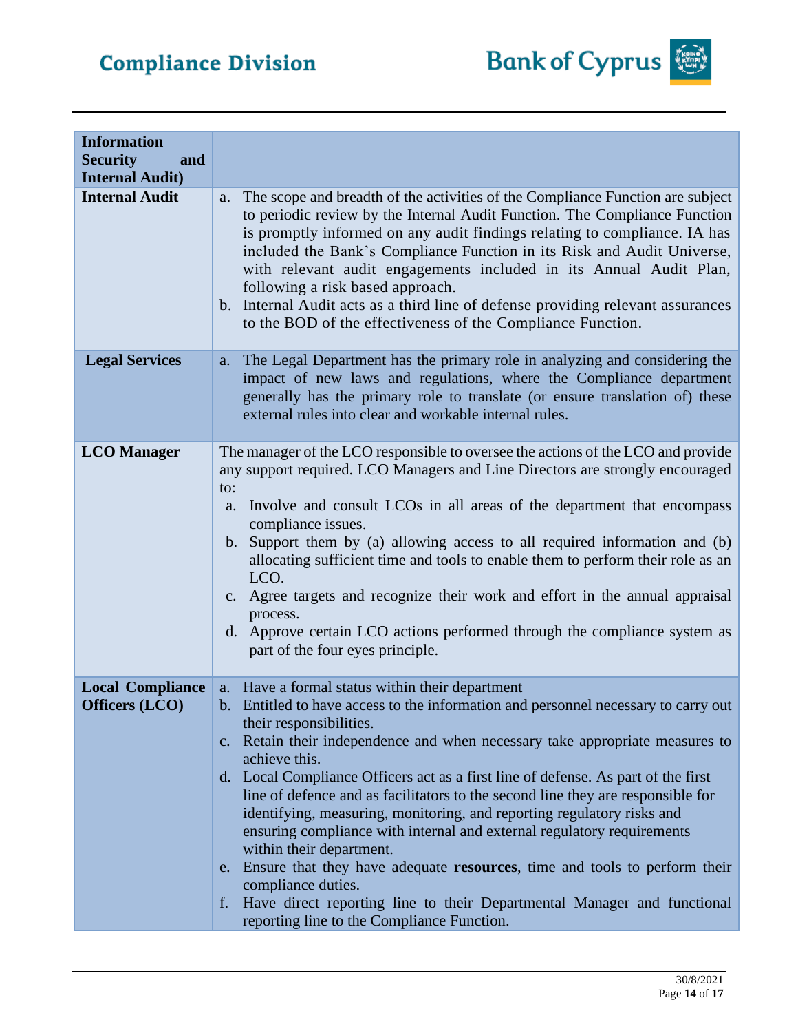| Information Security and Internal Audit) | |
|---|---|
| **Internal Audit** | a. The scope and breadth of the activities of the Compliance Function are subject to periodic review by the Internal Audit Function. The Compliance Function is promptly informed on any audit findings relating to compliance. IA has included the Bank's Compliance Function in its Risk and Audit Universe, with relevant audit engagements included in its Annual Audit Plan, following a risk based approach.<br>b. Internal Audit acts as a third line of defense providing relevant assurances to the BOD of the effectiveness of the Compliance Function. |
| **Legal Services** | a. The Legal Department has the primary role in analyzing and considering the impact of new laws and regulations, where the Compliance department generally has the primary role to translate (or ensure translation of) these external rules into clear and workable internal rules. |
| **LCO Manager** | The manager of the LCO responsible to oversee the actions of the LCO and provide any support required. LCO Managers and Line Directors are strongly encouraged to:<br>a. Involve and consult LCOs in all areas of the department that encompass compliance issues.<br>b. Support them by (a) allowing access to all required information and (b) allocating sufficient time and tools to enable them to perform their role as an LCO.<br>c. Agree targets and recognize their work and effort in the annual appraisal process.<br>d. Approve certain LCO actions performed through the compliance system as part of the four eyes principle. |
| **Local Compliance Officers (LCO)** | a. Have a formal status within their department<br>b. Entitled to have access to the information and personnel necessary to carry out their responsibilities.<br>c. Retain their independence and when necessary take appropriate measures to achieve this.<br>d. Local Compliance Officers act as a first line of defense. As part of the first line of defence and as facilitators to the second line they are responsible for identifying, measuring, monitoring, and reporting regulatory risks and ensuring compliance with internal and external regulatory requirements within their department.<br>e. Ensure that they have adequate **resources**, time and tools to perform their compliance duties.<br>f. Have direct reporting line to their Departmental Manager and functional reporting line to the Compliance Function. |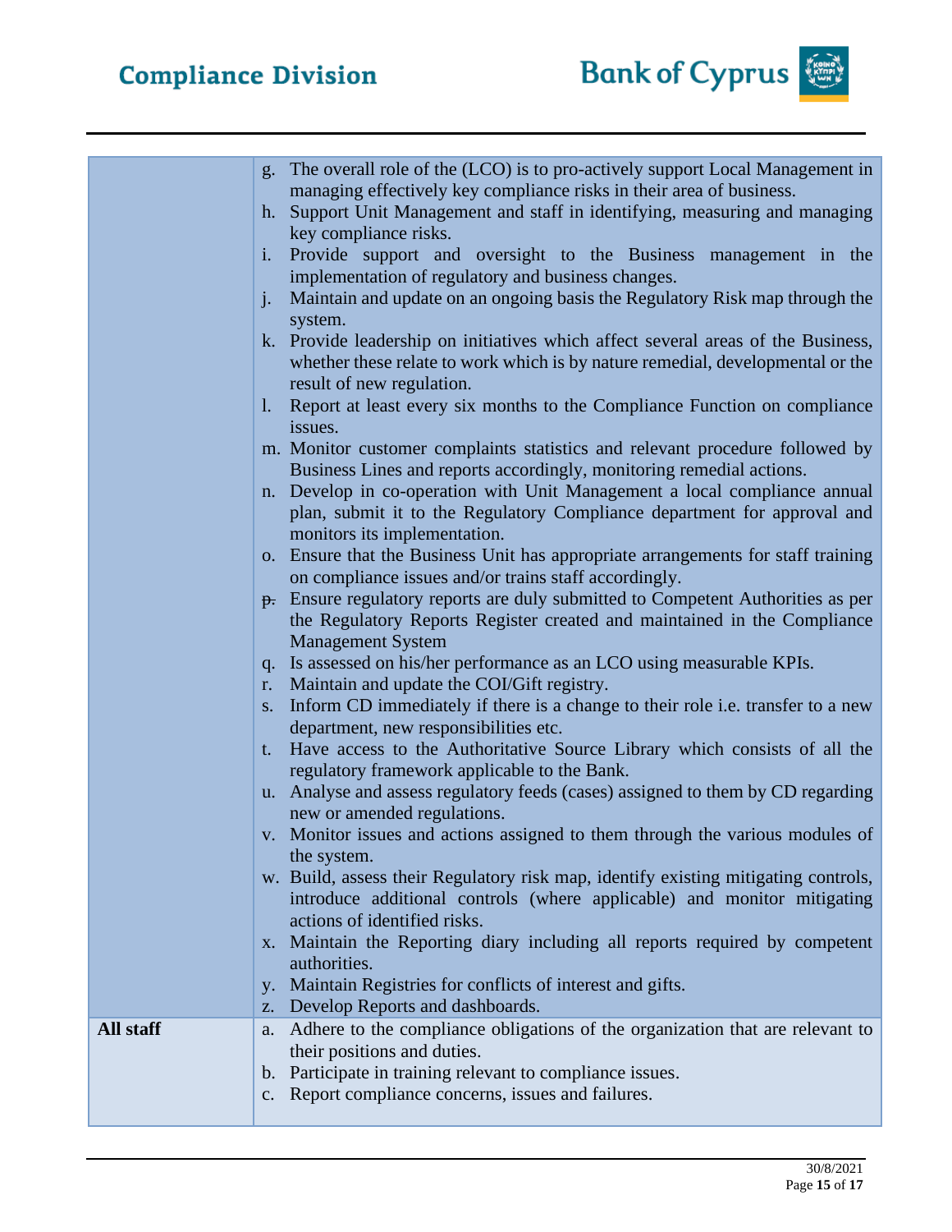| | |
|---|---|
| | g. The overall role of the (LCO) is to pro-actively support Local Management in managing effectively key compliance risks in their area of business.<br>h. Support Unit Management and staff in identifying, measuring and managing key compliance risks.<br>i. Provide support and oversight to the Business management in the implementation of regulatory and business changes.<br>j. Maintain and update on an ongoing basis the Regulatory Risk map through the system.<br>k. Provide leadership on initiatives which affect several areas of the Business, whether these relate to work which is by nature remedial, developmental or the result of new regulation.<br>l. Report at least every six months to the Compliance Function on compliance issues.<br>m. Monitor customer complaints statistics and relevant procedure followed by Business Lines and reports accordingly, monitoring remedial actions.<br>n. Develop in co-operation with Unit Management a local compliance annual plan, submit it to the Regulatory Compliance department for approval and monitors its implementation.<br>o. Ensure that the Business Unit has appropriate arrangements for staff training on compliance issues and/or trains staff accordingly.<br>p. Ensure regulatory reports are duly submitted to Competent Authorities as per the Regulatory Reports Register created and maintained in the Compliance Management System<br>q. Is assessed on his/her performance as an LCO using measurable KPIs.<br>r. Maintain and update the COI/Gift registry.<br>s. Inform CD immediately if there is a change to their role i.e. transfer to a new department, new responsibilities etc.<br>t. Have access to the Authoritative Source Library which consists of all the regulatory framework applicable to the Bank.<br>u. Analyse and assess regulatory feeds (cases) assigned to them by CD regarding new or amended regulations.<br>v. Monitor issues and actions assigned to them through the various modules of the system.<br>w. Build, assess their Regulatory risk map, identify existing mitigating controls, introduce additional controls (where applicable) and monitor mitigating actions of identified risks.<br>x. Maintain the Reporting diary including all reports required by competent authorities.<br>y. Maintain Registries for conflicts of interest and gifts.<br>z. Develop Reports and dashboards. |
| **All staff** | a. Adhere to the compliance obligations of the organization that are relevant to their positions and duties.<br>b. Participate in training relevant to compliance issues.<br>c. Report compliance concerns, issues and failures. |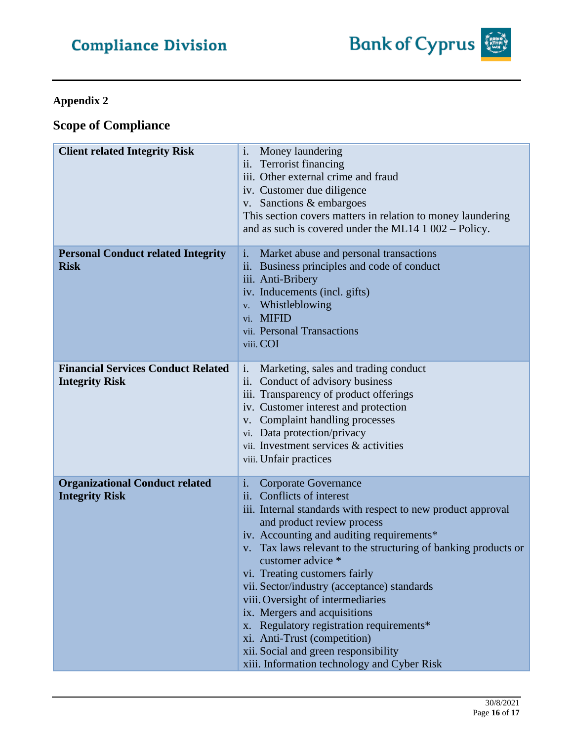**Appendix 2**

## Scope of Compliance

| | |
|---|---|
| **Client related Integrity Risk** | i. Money laundering<br>ii. Terrorist financing<br>iii. Other external crime and fraud<br>iv. Customer due diligence<br>v. Sanctions & embargoes<br>This section covers matters in relation to money laundering and as such is covered under the ML14 1 002 – Policy. |
| **Personal Conduct related Integrity Risk** | i. Market abuse and personal transactions<br>ii. Business principles and code of conduct<br>iii. Anti-Bribery<br>iv. Inducements (incl. gifts)<br>v. Whistleblowing<br>vi. MIFID<br>vii. Personal Transactions<br>viii. COI |
| **Financial Services Conduct Related Integrity Risk** | i. Marketing, sales and trading conduct<br>ii. Conduct of advisory business<br>iii. Transparency of product offerings<br>iv. Customer interest and protection<br>v. Complaint handling processes<br>vi. Data protection/privacy<br>vii. Investment services & activities<br>viii. Unfair practices |
| **Organizational Conduct related Integrity Risk** | i. Corporate Governance<br>ii. Conflicts of interest<br>iii. Internal standards with respect to new product approval and product review process<br>iv. Accounting and auditing requirements*<br>v. Tax laws relevant to the structuring of banking products or customer advice *<br>vi. Treating customers fairly<br>vii. Sector/industry (acceptance) standards<br>viii. Oversight of intermediaries<br>ix. Mergers and acquisitions<br>x. Regulatory registration requirements*<br>xi. Anti-Trust (competition)<br>xii. Social and green responsibility<br>xiii. Information technology and Cyber Risk |

30/8/2021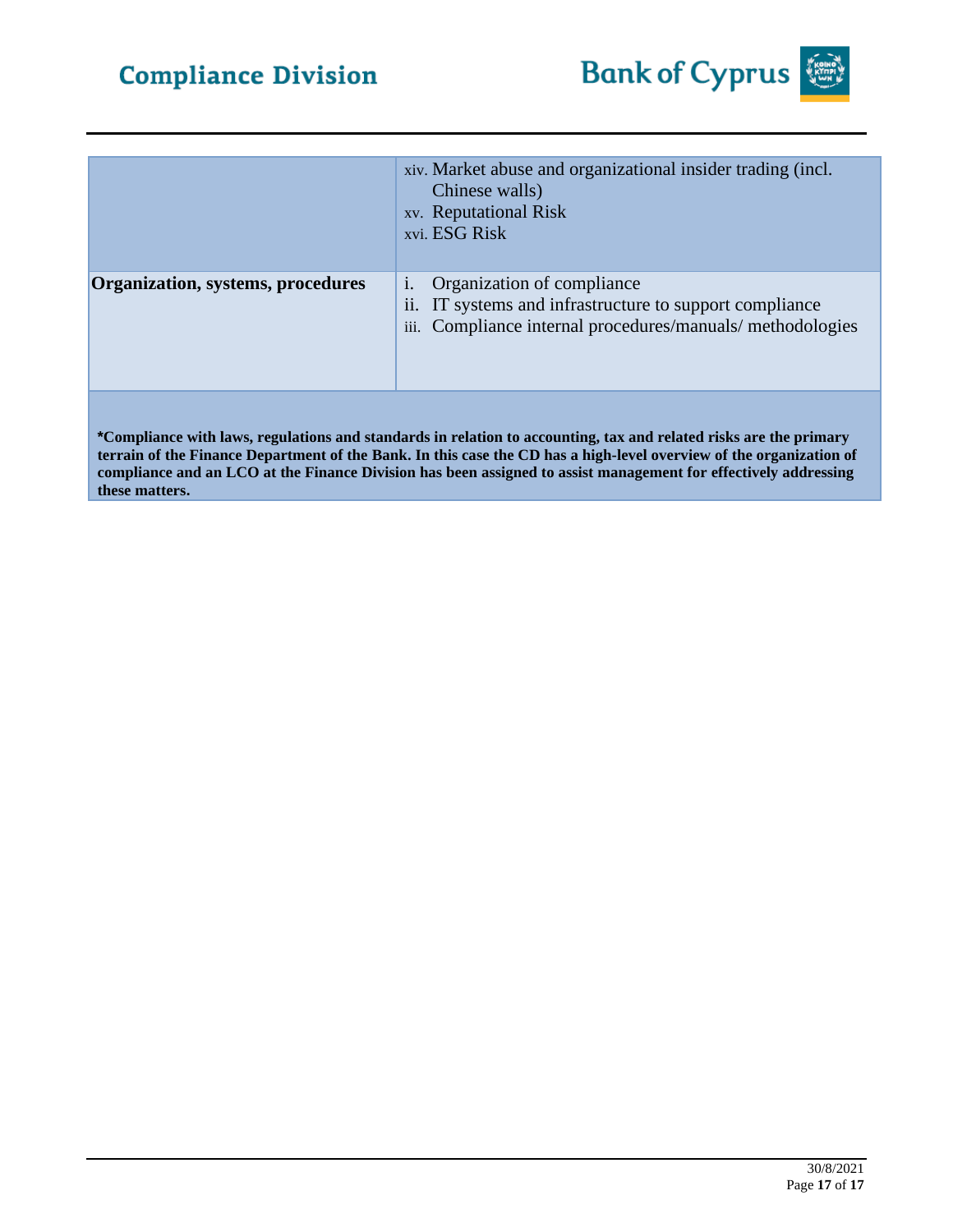| | |
|---|---|
| | xiv. Market abuse and organizational insider trading (incl. Chinese walls)<br>xv. Reputational Risk<br>xvi. ESG Risk |
| **Organization, systems, procedures** | i. Organization of compliance<br>ii. IT systems and infrastructure to support compliance<br>iii. Compliance internal procedures/manuals/ methodologies |

**\*Compliance with laws, regulations and standards in relation to accounting, tax and related risks are the primary terrain of the Finance Department of the Bank. In this case the CD has a high-level overview of the organization of compliance and an LCO at the Finance Division has been assigned to assist management for effectively addressing these matters.**

30/8/2021